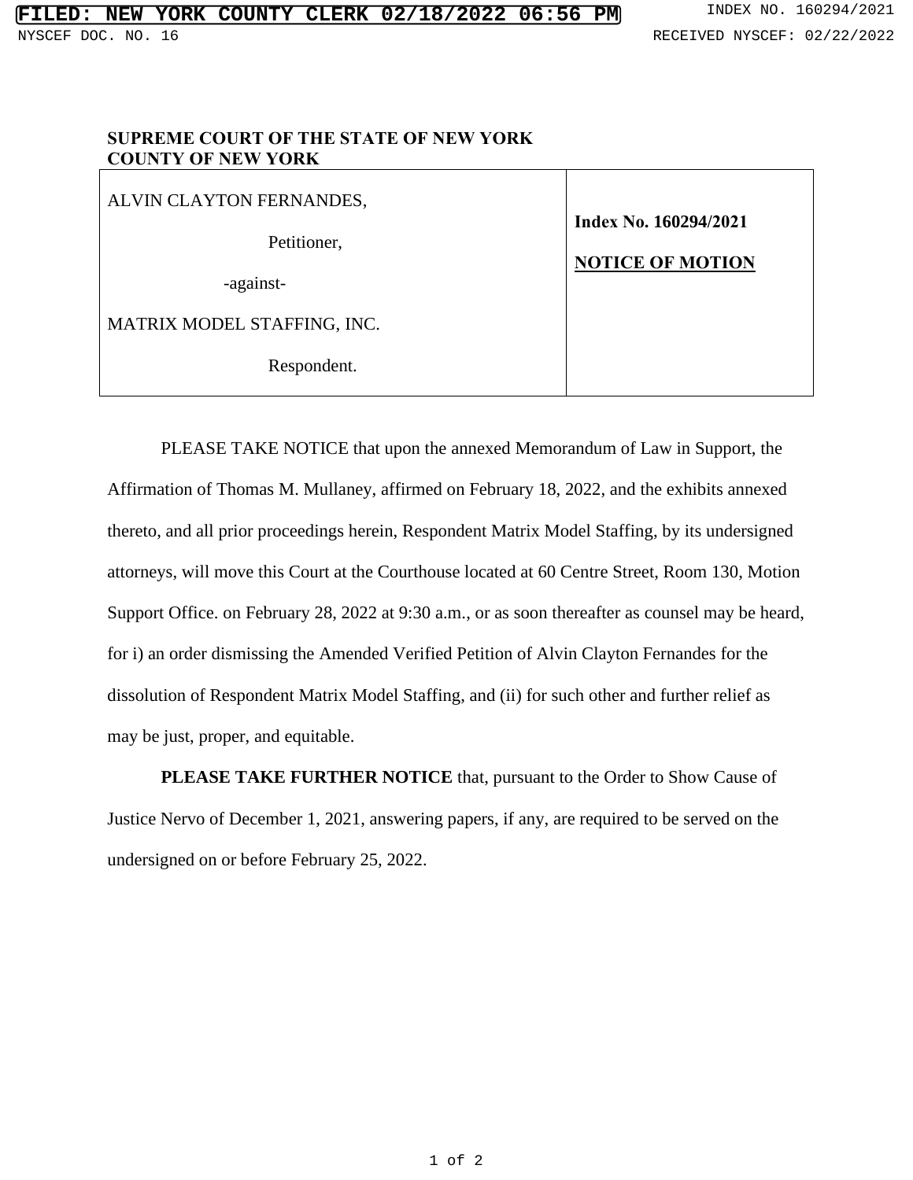**SUPREME COURT OF THE STATE OF NEW YORK**
**COUNTY OF NEW YORK**

| ALVIN CLAYTON FERNANDES,<br><br>Petitioner,<br><br>-against-<br><br>MATRIX MODEL STAFFING, INC.<br><br>Respondent. | **Index No. 160294/2021**<br><br>**NOTICE OF MOTION** |
|---|---|

PLEASE TAKE NOTICE that upon the annexed Memorandum of Law in Support, the Affirmation of Thomas M. Mullaney, affirmed on February 18, 2022, and the exhibits annexed thereto, and all prior proceedings herein, Respondent Matrix Model Staffing, by its undersigned attorneys, will move this Court at the Courthouse located at 60 Centre Street, Room 130, Motion Support Office. on February 28, 2022 at 9:30 a.m., or as soon thereafter as counsel may be heard, for i) an order dismissing the Amended Verified Petition of Alvin Clayton Fernandes for the dissolution of Respondent Matrix Model Staffing, and (ii) for such other and further relief as may be just, proper, and equitable.

**PLEASE TAKE FURTHER NOTICE** that, pursuant to the Order to Show Cause of Justice Nervo of December 1, 2021, answering papers, if any, are required to be served on the undersigned on or before February 25, 2022.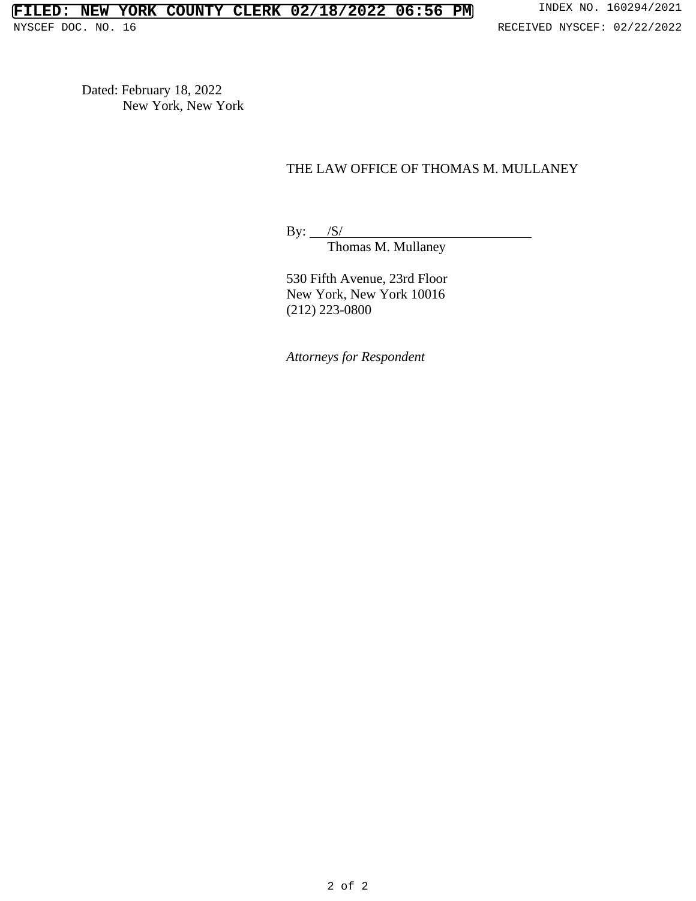Dated: February 18, 2022
New York, New York

THE LAW OFFICE OF THOMAS M. MULLANEY

By: /S/
Thomas M. Mullaney

530 Fifth Avenue, 23rd Floor
New York, New York 10016
(212) 223-0800

*Attorneys for Respondent*